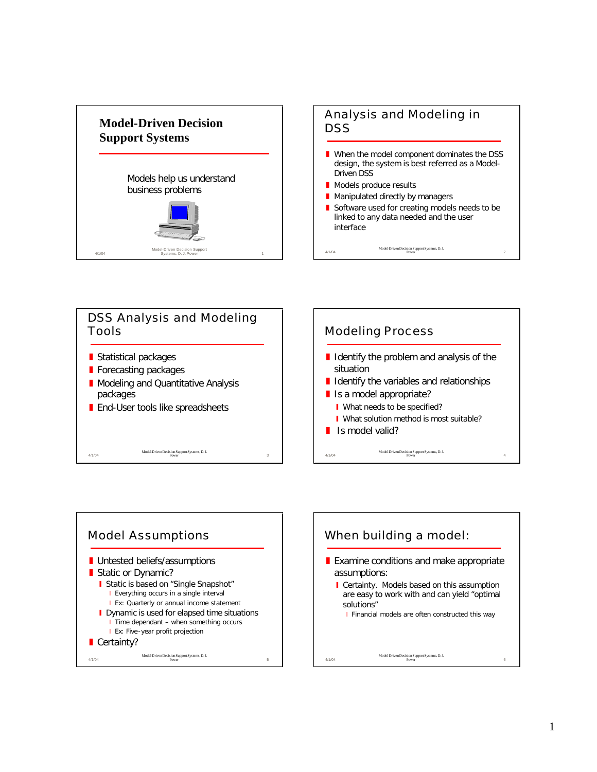# Model-Driven Decision Support Systems

Models help us understand business problems

## Analysis and Modeling in DSS

- When the model component dominates the DSS design, the system is best referred as a Model-Driven DSS
- Models produce results
- Manipulated directly by managers
- Software used for creating models needs to be linked to any data needed and the user interface

## DSS Analysis and Modeling Tools

- Statistical packages
- Forecasting packages
- Modeling and Quantitative Analysis packages
- End-User tools like spreadsheets

## Modeling Process

- Identify the problem and analysis of the situation
- Identify the variables and relationships
- Is a model appropriate?
  - What needs to be specified?
  - What solution method is most suitable?
- Is model valid?

## Model Assumptions

- Untested beliefs/assumptions
- Static or Dynamic?
  - Static is based on "Single Snapshot"
    - Everything occurs in a single interval
    - Ex: Quarterly or annual income statement
  - Dynamic is used for elapsed time situations
    - Time dependant – when something occurs
    - Ex: Five-year profit projection
- Certainty?

## When building a model:

- Examine conditions and make appropriate assumptions:
  - Certainty. Models based on this assumption are easy to work with and can yield "optimal solutions"
    - Financial models are often constructed this way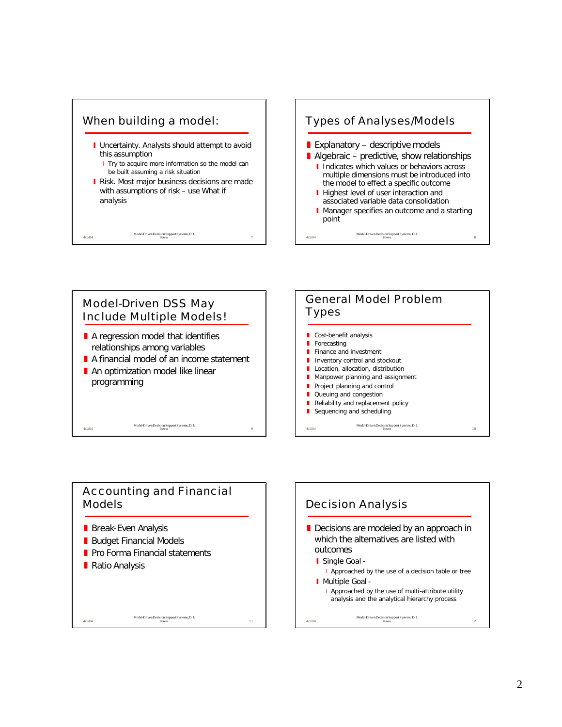## When building a model:

- Uncertainty. Analysts should attempt to avoid this assumption
  - Try to acquire more information so the model can be built assuming a risk situation
- Risk. Most major business decisions are made with assumptions of risk – use What if analysis

## Types of Analyses/Models

- Explanatory – descriptive models
- Algebraic – predictive, show relationships
  - Indicates which values or behaviors across multiple dimensions must be introduced into the model to effect a specific outcome
  - Highest level of user interaction and associated variable data consolidation
  - Manager specifies an outcome and a starting point

## Model-Driven DSS May Include Multiple Models!

- A regression model that identifies relationships among variables
- A financial model of an income statement
- An optimization model like linear programming

## General Model Problem Types

- Cost-benefit analysis
- Forecasting
- Finance and investment
- Inventory control and stockout
- Location, allocation, distribution
- Manpower planning and assignment
- Project planning and control
- Queuing and congestion
- Reliability and replacement policy
- Sequencing and scheduling

## Accounting and Financial Models

- Break-Even Analysis
- Budget Financial Models
- Pro Forma Financial statements
- Ratio Analysis

## Decision Analysis

- Decisions are modeled by an approach in which the alternatives are listed with outcomes
  - Single Goal -
    - Approached by the use of a decision table or tree
  - Multiple Goal -
    - Approached by the use of multi-attribute utility analysis and the analytical hierarchy process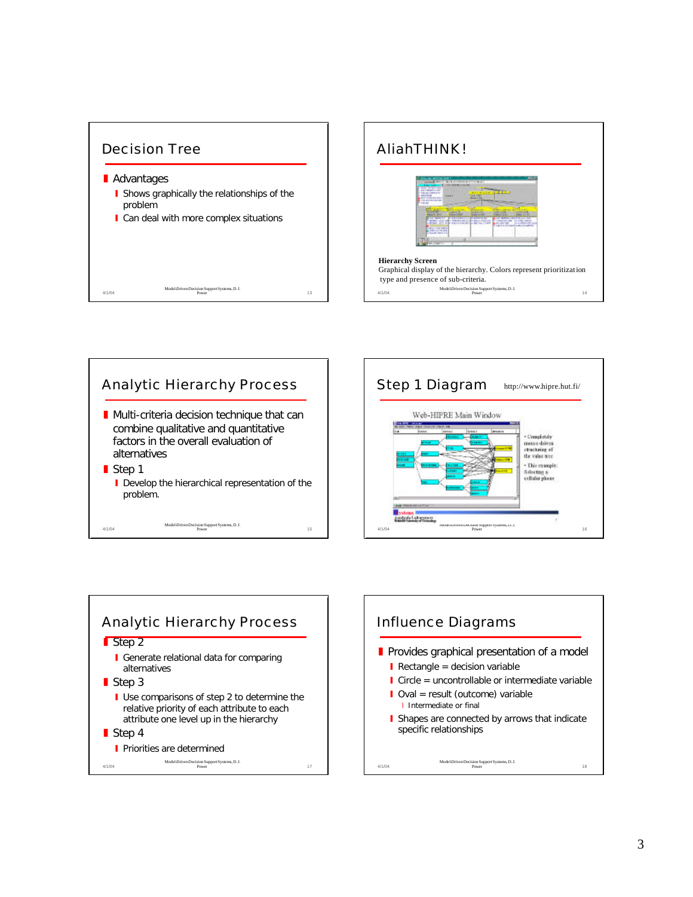## Decision Tree

- Advantages
  - Shows graphically the relationships of the problem
  - Can deal with more complex situations

## AliahTHINK!

**Hierarchy Screen**
Graphical display of the hierarchy. Colors represent prioritization type and presence of sub-criteria.

## Analytic Hierarchy Process

- Multi-criteria decision technique that can combine qualitative and quantitative factors in the overall evaluation of alternatives
- Step 1
  - Develop the hierarchical representation of the problem.

## Step 1 Diagram

http://www.hipre.hut.fi/

Web-HIPRE Main Window

- Completely mouse-driven structuring of the value tree
- This example: Selecting a cellular phone

## Analytic Hierarchy Process

- Step 2
  - Generate relational data for comparing alternatives
- Step 3
  - Use comparisons of step 2 to determine the relative priority of each attribute to each attribute one level up in the hierarchy
- Step 4
  - Priorities are determined

## Influence Diagrams

- Provides graphical presentation of a model
  - Rectangle = decision variable
  - Circle = uncontrollable or intermediate variable
  - Oval = result (outcome) variable
    - Intermediate or final
  - Shapes are connected by arrows that indicate specific relationships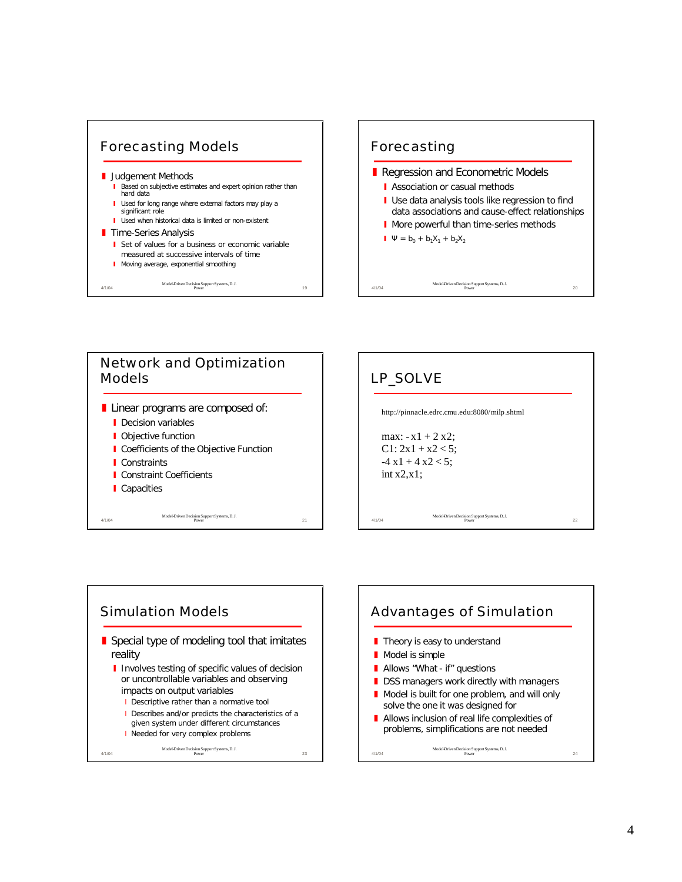## Forecasting Models

- Judgement Methods
  - Based on subjective estimates and expert opinion rather than hard data
  - Used for long range where external factors may play a significant role
  - Used when historical data is limited or non-existent
- Time-Series Analysis
  - Set of values for a business or economic variable measured at successive intervals of time
  - Moving average, exponential smoothing

## Forecasting

- Regression and Econometric Models
  - Association or casual methods
  - Use data analysis tools like regression to find data associations and cause-effect relationships
  - More powerful than time-series methods
  - $\Psi = b_0 + b_1X_1 + b_2X_2$

## Network and Optimization Models

- Linear programs are composed of:
  - Decision variables
  - Objective function
  - Coefficients of the Objective Function
  - Constraints
  - Constraint Coefficients
  - Capacities

## LP_SOLVE

http://pinnacle.edrc.cmu.edu:8080/milp.shtml

```
max: -x1 + 2 x2;
C1: 2x1 + x2 < 5;
-4 x1 + 4 x2 < 5;
int x2,x1;
```

## Simulation Models

- Special type of modeling tool that imitates reality
  - Involves testing of specific values of decision or uncontrollable variables and observing impacts on output variables
    - Descriptive rather than a normative tool
    - Describes and/or predicts the characteristics of a given system under different circumstances
    - Needed for very complex problems

## Advantages of Simulation

- Theory is easy to understand
- Model is simple
- Allows "What - if" questions
- DSS managers work directly with managers
- Model is built for one problem, and will only solve the one it was designed for
- Allows inclusion of real life complexities of problems, simplifications are not needed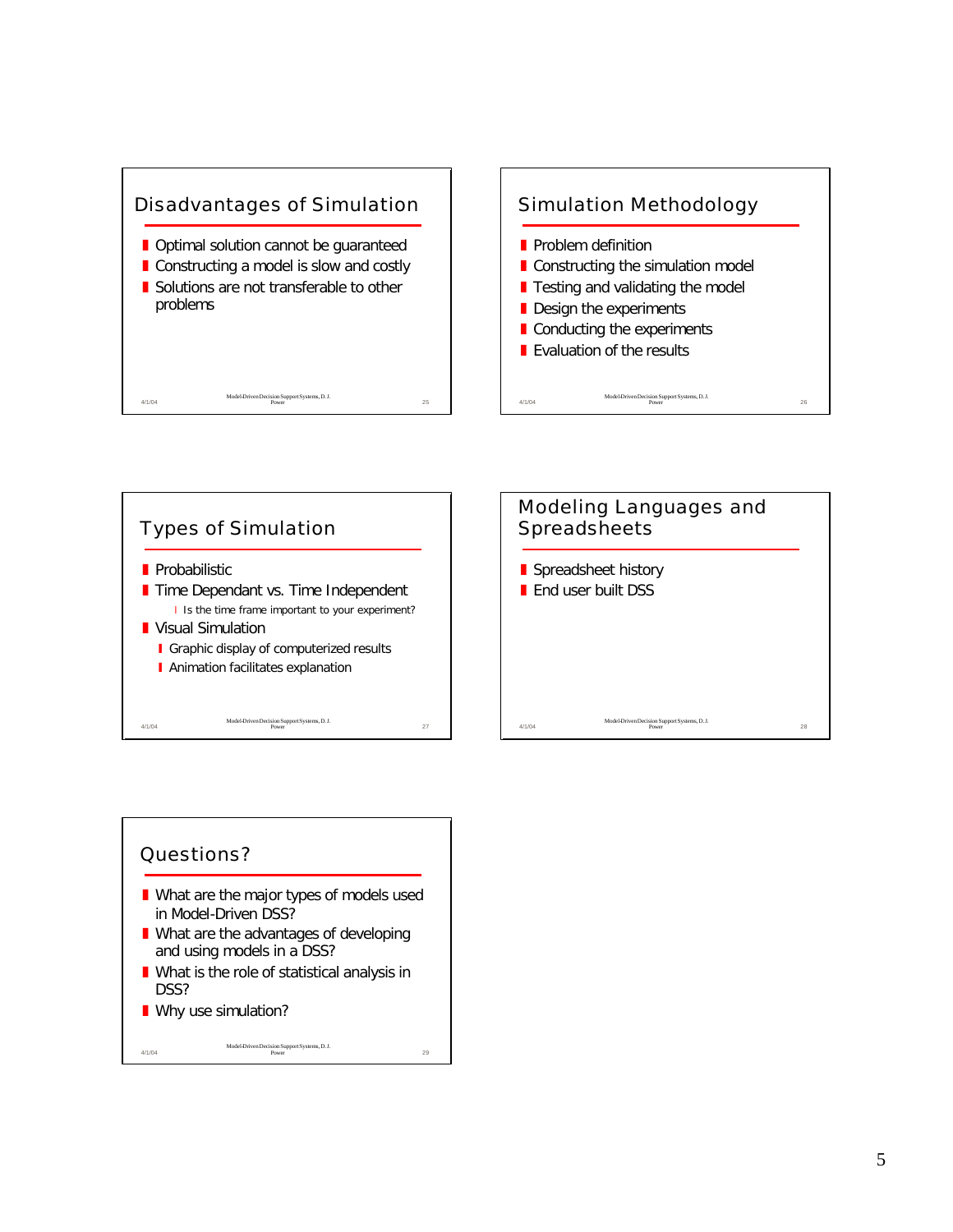## Disadvantages of Simulation

- Optimal solution cannot be guaranteed
- Constructing a model is slow and costly
- Solutions are not transferable to other problems

## Simulation Methodology

- Problem definition
- Constructing the simulation model
- Testing and validating the model
- Design the experiments
- Conducting the experiments
- Evaluation of the results

## Types of Simulation

- Probabilistic
- Time Dependant vs. Time Independent
  - Is the time frame important to your experiment?
- Visual Simulation
  - Graphic display of computerized results
  - Animation facilitates explanation

## Modeling Languages and Spreadsheets

- Spreadsheet history
- End user built DSS

## Questions?

- What are the major types of models used in Model-Driven DSS?
- What are the advantages of developing and using models in a DSS?
- What is the role of statistical analysis in DSS?
- Why use simulation?